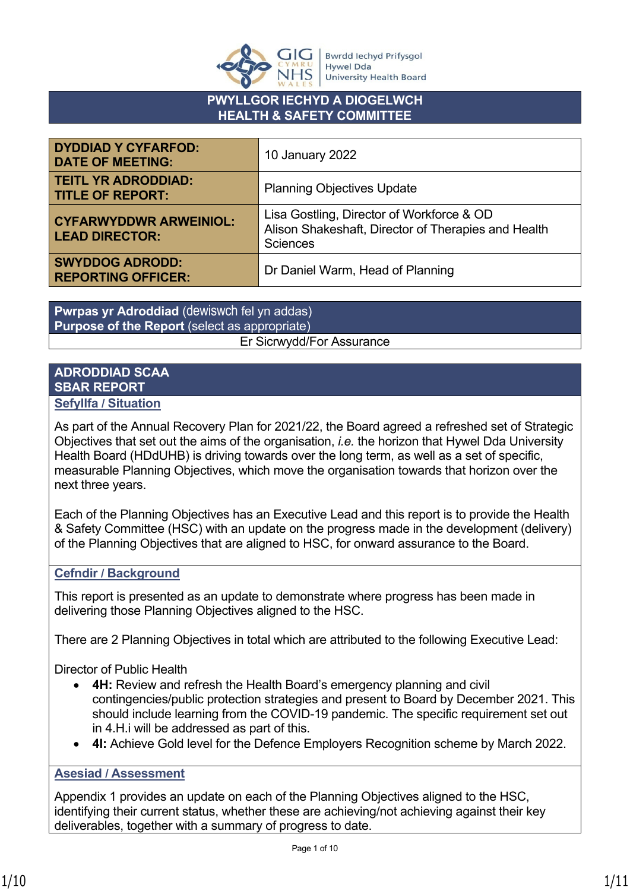Bwrdd Iechyd Prifysgol Hywel Dda University Health Board

# PWYLLGOR IECHYD A DIOGELWCH
# HEALTH & SAFETY COMMITTEE

| | |
|---|---|
| **DYDDIAD Y CYFARFOD: DATE OF MEETING:** | 10 January 2022 |
| **TEITL YR ADRODDIAD: TITLE OF REPORT:** | Planning Objectives Update |
| **CYFARWYDDWR ARWEINIOL: LEAD DIRECTOR:** | Lisa Gostling, Director of Workforce & OD<br>Alison Shakeshaft, Director of Therapies and Health Sciences |
| **SWYDDOG ADRODD: REPORTING OFFICER:** | Dr Daniel Warm, Head of Planning |

| **Pwrpas yr Adroddiad** (dewiswch fel yn addas)<br>**Purpose of the Report** (select as appropriate) |
|---|
| Er Sicrwydd/For Assurance |

## ADRODDIAD SCAA
## SBAR REPORT

**Sefyllfa / Situation**

As part of the Annual Recovery Plan for 2021/22, the Board agreed a refreshed set of Strategic Objectives that set out the aims of the organisation, *i.e.* the horizon that Hywel Dda University Health Board (HDdUHB) is driving towards over the long term, as well as a set of specific, measurable Planning Objectives, which move the organisation towards that horizon over the next three years.

Each of the Planning Objectives has an Executive Lead and this report is to provide the Health & Safety Committee (HSC) with an update on the progress made in the development (delivery) of the Planning Objectives that are aligned to HSC, for onward assurance to the Board.

**Cefndir / Background**

This report is presented as an update to demonstrate where progress has been made in delivering those Planning Objectives aligned to the HSC.

There are 2 Planning Objectives in total which are attributed to the following Executive Lead:

Director of Public Health

- **4H:** Review and refresh the Health Board's emergency planning and civil contingencies/public protection strategies and present to Board by December 2021. This should include learning from the COVID-19 pandemic. The specific requirement set out in 4.H.i will be addressed as part of this.
- **4I:** Achieve Gold level for the Defence Employers Recognition scheme by March 2022.

**Asesiad / Assessment**

Appendix 1 provides an update on each of the Planning Objectives aligned to the HSC, identifying their current status, whether these are achieving/not achieving against their key deliverables, together with a summary of progress to date.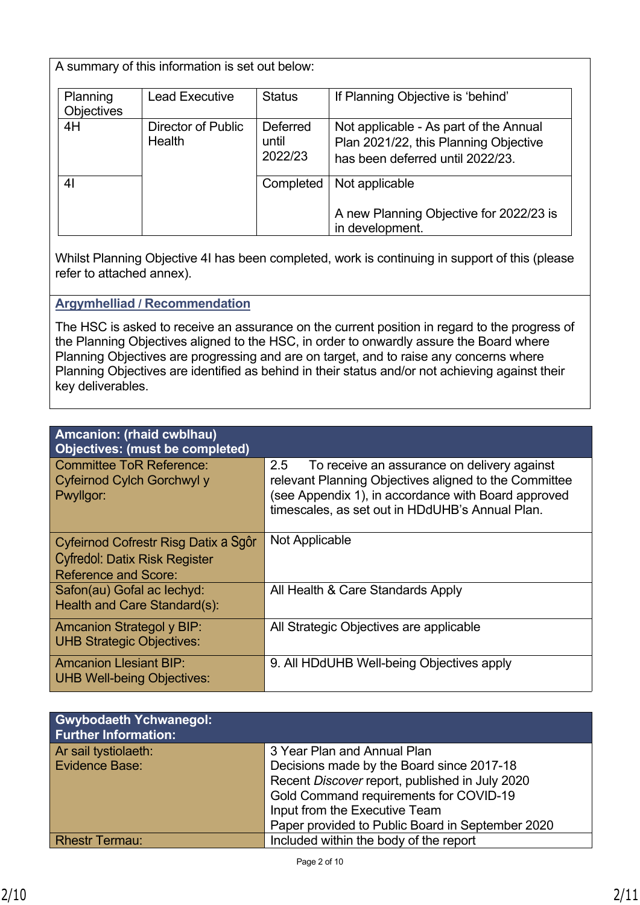A summary of this information is set out below:

| Planning Objectives | Lead Executive | Status | If Planning Objective is 'behind' |
|---|---|---|---|
| 4H | Director of Public Health | Deferred until 2022/23 | Not applicable - As part of the Annual Plan 2021/22, this Planning Objective has been deferred until 2022/23. |
| 4I | | Completed | Not applicable<br><br>A new Planning Objective for 2022/23 is in development. |

Whilst Planning Objective 4I has been completed, work is continuing in support of this (please refer to attached annex).

**Argymhelliad / Recommendation**

The HSC is asked to receive an assurance on the current position in regard to the progress of the Planning Objectives aligned to the HSC, in order to onwardly assure the Board where Planning Objectives are progressing and are on target, and to raise any concerns where Planning Objectives are identified as behind in their status and/or not achieving against their key deliverables.

| **Amcanion: (rhaid cwblhau)<br>Objectives: (must be completed)** | |
|---|---|
| Committee ToR Reference:<br>Cyfeirnod Cylch Gorchwyl y Pwyllgor: | 2.5 To receive an assurance on delivery against relevant Planning Objectives aligned to the Committee (see Appendix 1), in accordance with Board approved timescales, as set out in HDdUHB's Annual Plan. |
| Cyfeirnod Cofrestr Risg Datix a Sgôr Cyfredol: Datix Risk Register Reference and Score: | Not Applicable |
| Safon(au) Gofal ac Iechyd:<br>Health and Care Standard(s): | All Health & Care Standards Apply |
| Amcanion Strategol y BIP:<br>UHB Strategic Objectives: | All Strategic Objectives are applicable |
| Amcanion Llesiant BIP:<br>UHB Well-being Objectives: | 9. All HDdUHB Well-being Objectives apply |

| **Gwybodaeth Ychwanegol:<br>Further Information:** | |
|---|---|
| Ar sail tystiolaeth:<br>Evidence Base: | 3 Year Plan and Annual Plan<br>Decisions made by the Board since 2017-18<br>Recent *Discover* report, published in July 2020<br>Gold Command requirements for COVID-19<br>Input from the Executive Team<br>Paper provided to Public Board in September 2020 |
| Rhestr Termau: | Included within the body of the report |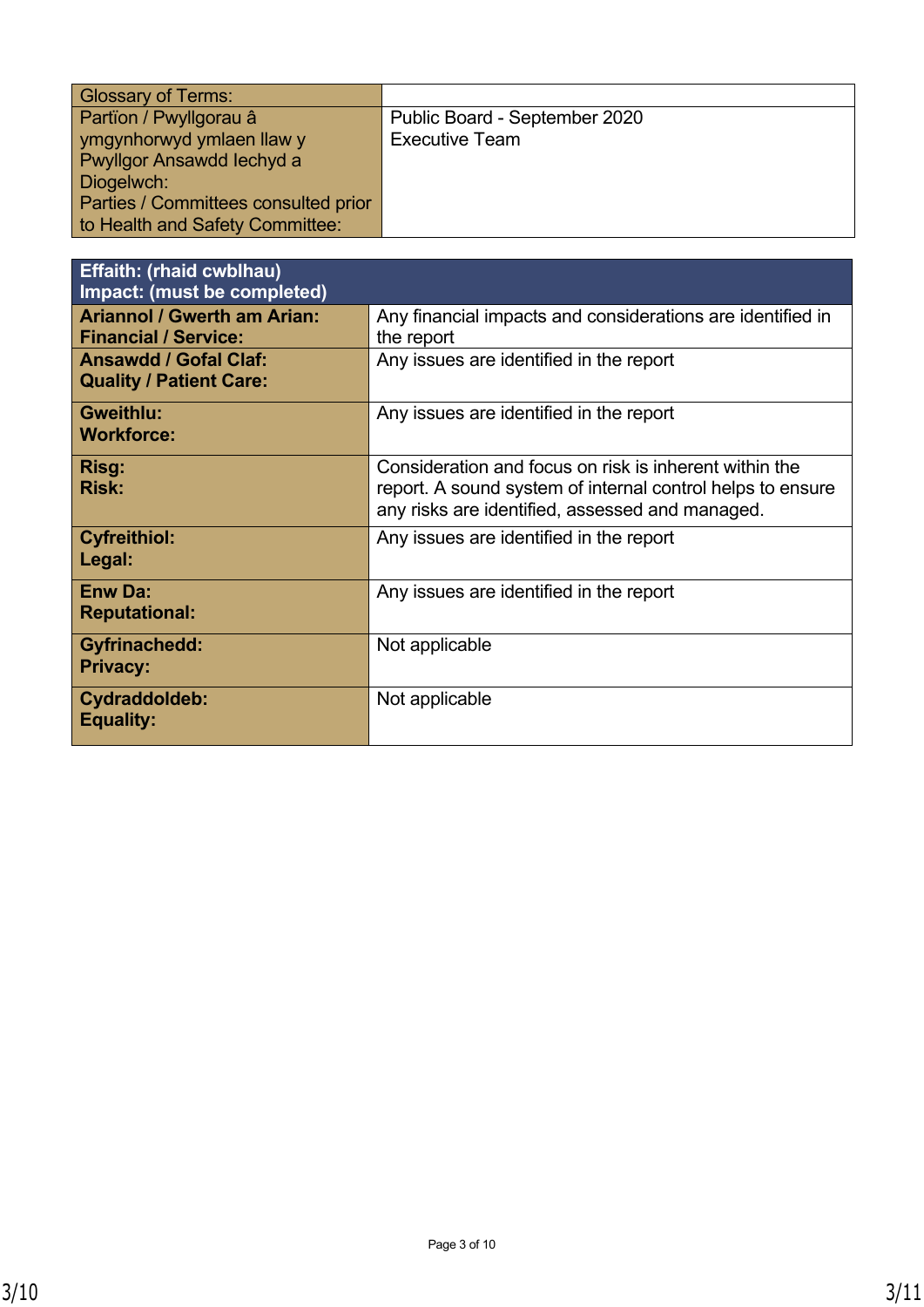| Glossary of Terms: | |
|---|---|
| Partïon / Pwyllgorau â ymgynhorwyd ymlaen llaw y Pwyllgor Ansawdd Iechyd a Diogelwch:<br>Parties / Committees consulted prior to Health and Safety Committee: | Public Board - September 2020<br>Executive Team |

| **Effaith: (rhaid cwblhau)**<br>**Impact: (must be completed)** | |
|---|---|
| **Ariannol / Gwerth am Arian:**<br>**Financial / Service:** | Any financial impacts and considerations are identified in the report |
| **Ansawdd / Gofal Claf:**<br>**Quality / Patient Care:** | Any issues are identified in the report |
| **Gweithlu:**<br>**Workforce:** | Any issues are identified in the report |
| **Risg:**<br>**Risk:** | Consideration and focus on risk is inherent within the report. A sound system of internal control helps to ensure any risks are identified, assessed and managed. |
| **Cyfreithiol:**<br>**Legal:** | Any issues are identified in the report |
| **Enw Da:**<br>**Reputational:** | Any issues are identified in the report |
| **Gyfrinachedd:**<br>**Privacy:** | Not applicable |
| **Cydraddoldeb:**<br>**Equality:** | Not applicable |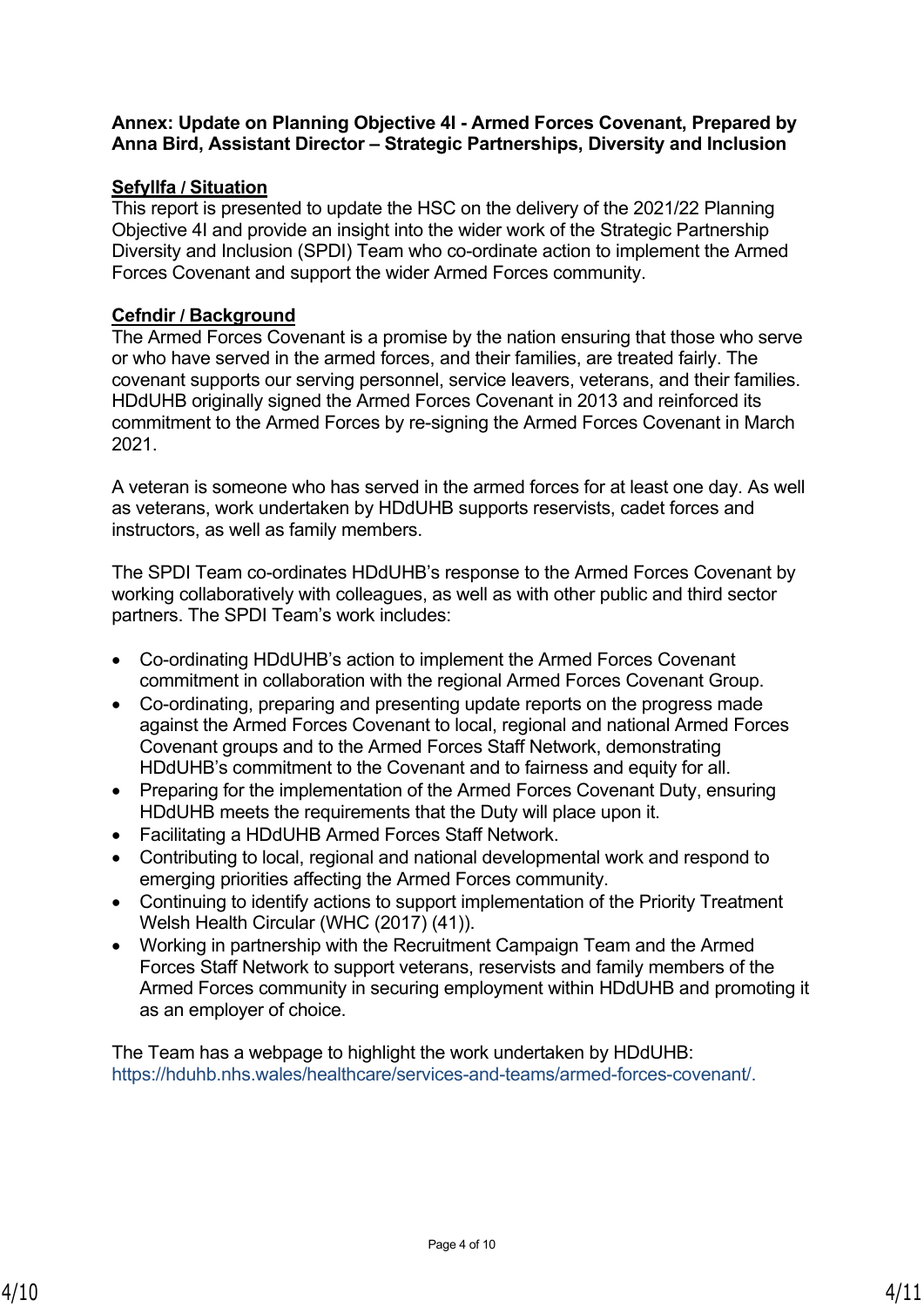**Annex: Update on Planning Objective 4l - Armed Forces Covenant, Prepared by Anna Bird, Assistant Director – Strategic Partnerships, Diversity and Inclusion**

**Sefyllfa / Situation**

This report is presented to update the HSC on the delivery of the 2021/22 Planning Objective 4l and provide an insight into the wider work of the Strategic Partnership Diversity and Inclusion (SPDI) Team who co-ordinate action to implement the Armed Forces Covenant and support the wider Armed Forces community.

**Cefndir / Background**

The Armed Forces Covenant is a promise by the nation ensuring that those who serve or who have served in the armed forces, and their families, are treated fairly. The covenant supports our serving personnel, service leavers, veterans, and their families. HDdUHB originally signed the Armed Forces Covenant in 2013 and reinforced its commitment to the Armed Forces by re-signing the Armed Forces Covenant in March 2021.

A veteran is someone who has served in the armed forces for at least one day. As well as veterans, work undertaken by HDdUHB supports reservists, cadet forces and instructors, as well as family members.

The SPDI Team co-ordinates HDdUHB's response to the Armed Forces Covenant by working collaboratively with colleagues, as well as with other public and third sector partners. The SPDI Team's work includes:

- Co-ordinating HDdUHB's action to implement the Armed Forces Covenant commitment in collaboration with the regional Armed Forces Covenant Group.
- Co-ordinating, preparing and presenting update reports on the progress made against the Armed Forces Covenant to local, regional and national Armed Forces Covenant groups and to the Armed Forces Staff Network, demonstrating HDdUHB's commitment to the Covenant and to fairness and equity for all.
- Preparing for the implementation of the Armed Forces Covenant Duty, ensuring HDdUHB meets the requirements that the Duty will place upon it.
- Facilitating a HDdUHB Armed Forces Staff Network.
- Contributing to local, regional and national developmental work and respond to emerging priorities affecting the Armed Forces community.
- Continuing to identify actions to support implementation of the Priority Treatment Welsh Health Circular (WHC (2017) (41)).
- Working in partnership with the Recruitment Campaign Team and the Armed Forces Staff Network to support veterans, reservists and family members of the Armed Forces community in securing employment within HDdUHB and promoting it as an employer of choice.

The Team has a webpage to highlight the work undertaken by HDdUHB: https://hduhb.nhs.wales/healthcare/services-and-teams/armed-forces-covenant/.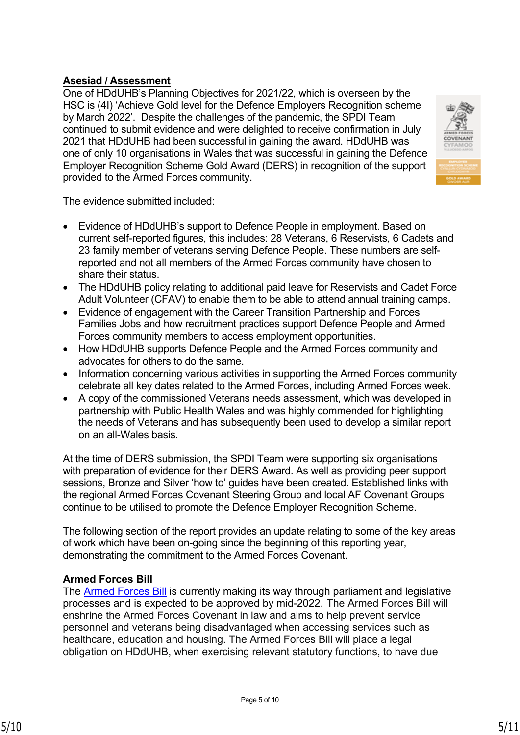**Asesiad / Assessment**

One of HDdUHB's Planning Objectives for 2021/22, which is overseen by the HSC is (4I) 'Achieve Gold level for the Defence Employers Recognition scheme by March 2022'. Despite the challenges of the pandemic, the SPDI Team continued to submit evidence and were delighted to receive confirmation in July 2021 that HDdUHB had been successful in gaining the award. HDdUHB was one of only 10 organisations in Wales that was successful in gaining the Defence Employer Recognition Scheme Gold Award (DERS) in recognition of the support provided to the Armed Forces community.

The evidence submitted included:

- Evidence of HDdUHB's support to Defence People in employment. Based on current self-reported figures, this includes: 28 Veterans, 6 Reservists, 6 Cadets and 23 family member of veterans serving Defence People. These numbers are self-reported and not all members of the Armed Forces community have chosen to share their status.
- The HDdUHB policy relating to additional paid leave for Reservists and Cadet Force Adult Volunteer (CFAV) to enable them to be able to attend annual training camps.
- Evidence of engagement with the Career Transition Partnership and Forces Families Jobs and how recruitment practices support Defence People and Armed Forces community members to access employment opportunities.
- How HDdUHB supports Defence People and the Armed Forces community and advocates for others to do the same.
- Information concerning various activities in supporting the Armed Forces community celebrate all key dates related to the Armed Forces, including Armed Forces week.
- A copy of the commissioned Veterans needs assessment, which was developed in partnership with Public Health Wales and was highly commended for highlighting the needs of Veterans and has subsequently been used to develop a similar report on an all-Wales basis.

At the time of DERS submission, the SPDI Team were supporting six organisations with preparation of evidence for their DERS Award. As well as providing peer support sessions, Bronze and Silver 'how to' guides have been created. Established links with the regional Armed Forces Covenant Steering Group and local AF Covenant Groups continue to be utilised to promote the Defence Employer Recognition Scheme.

The following section of the report provides an update relating to some of the key areas of work which have been on-going since the beginning of this reporting year, demonstrating the commitment to the Armed Forces Covenant.

**Armed Forces Bill**

The Armed Forces Bill is currently making its way through parliament and legislative processes and is expected to be approved by mid-2022. The Armed Forces Bill will enshrine the Armed Forces Covenant in law and aims to help prevent service personnel and veterans being disadvantaged when accessing services such as healthcare, education and housing. The Armed Forces Bill will place a legal obligation on HDdUHB, when exercising relevant statutory functions, to have due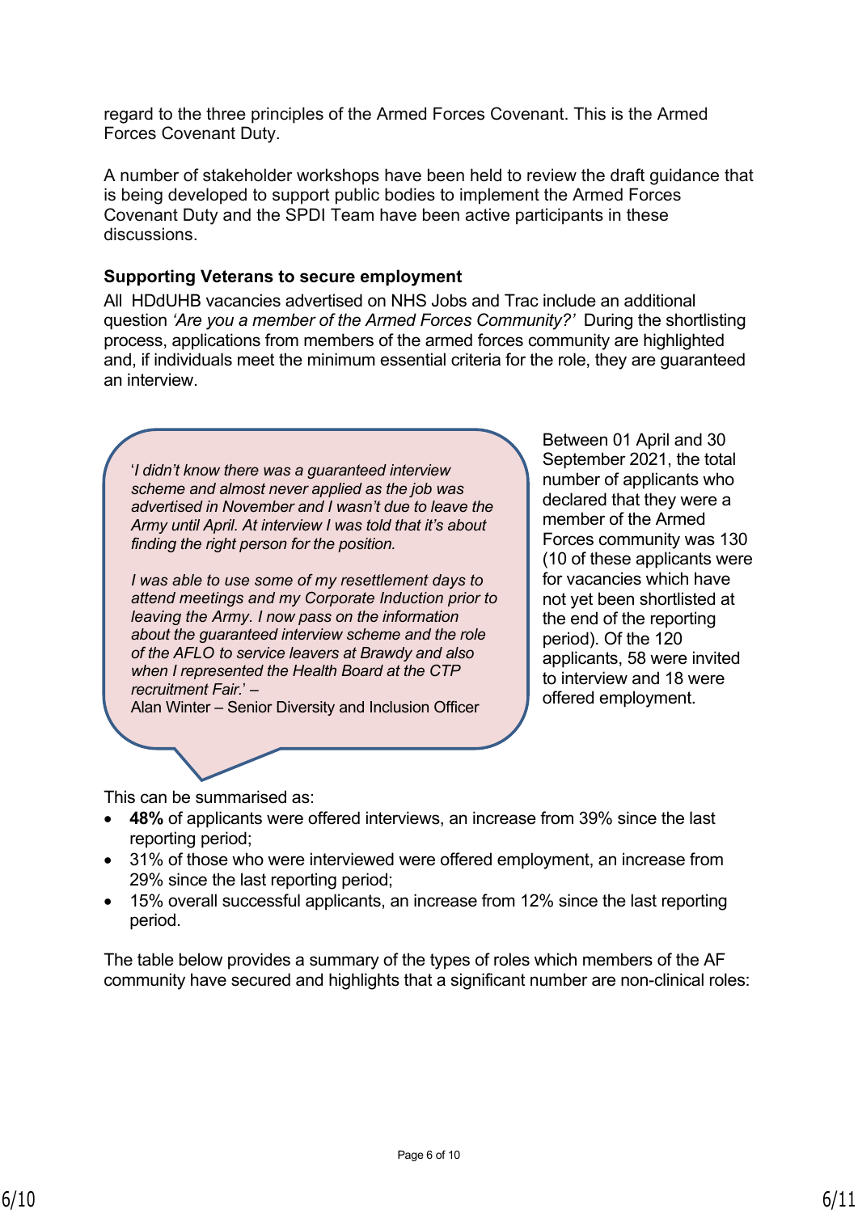regard to the three principles of the Armed Forces Covenant. This is the Armed Forces Covenant Duty.

A number of stakeholder workshops have been held to review the draft guidance that is being developed to support public bodies to implement the Armed Forces Covenant Duty and the SPDI Team have been active participants in these discussions.

**Supporting Veterans to secure employment**

All HDdUHB vacancies advertised on NHS Jobs and Trac include an additional question *'Are you a member of the Armed Forces Community?'* During the shortlisting process, applications from members of the armed forces community are highlighted and, if individuals meet the minimum essential criteria for the role, they are guaranteed an interview.

'*I didn't know there was a guaranteed interview scheme and almost never applied as the job was advertised in November and I wasn't due to leave the Army until April. At interview I was told that it's about finding the right person for the position.*

*I was able to use some of my resettlement days to attend meetings and my Corporate Induction prior to leaving the Army. I now pass on the information about the guaranteed interview scheme and the role of the AFLO to service leavers at Brawdy and also when I represented the Health Board at the CTP recruitment Fair.*' –
Alan Winter – Senior Diversity and Inclusion Officer

Between 01 April and 30 September 2021, the total number of applicants who declared that they were a member of the Armed Forces community was 130 (10 of these applicants were for vacancies which have not yet been shortlisted at the end of the reporting period). Of the 120 applicants, 58 were invited to interview and 18 were offered employment.

This can be summarised as:

- **48%** of applicants were offered interviews, an increase from 39% since the last reporting period;
- 31% of those who were interviewed were offered employment, an increase from 29% since the last reporting period;
- 15% overall successful applicants, an increase from 12% since the last reporting period.

The table below provides a summary of the types of roles which members of the AF community have secured and highlights that a significant number are non-clinical roles: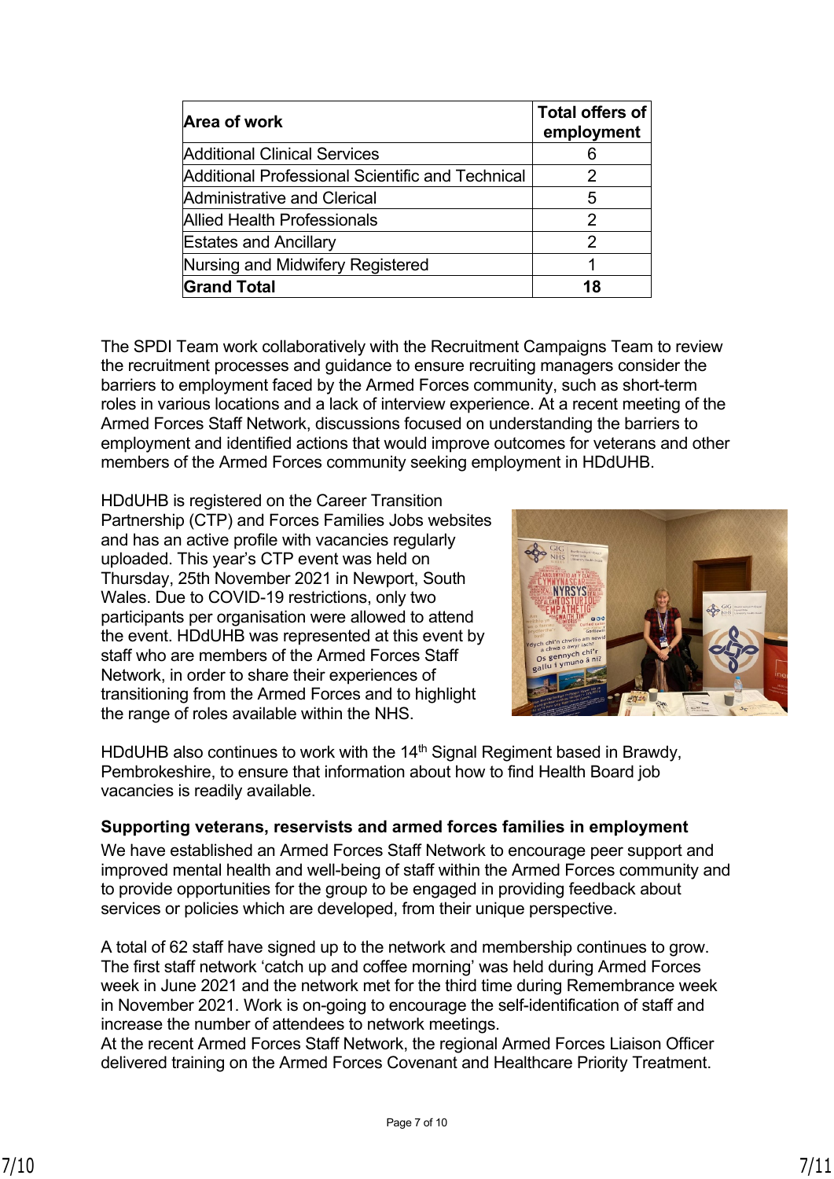| Area of work | Total offers of employment |
|---|---|
| Additional Clinical Services | 6 |
| Additional Professional Scientific and Technical | 2 |
| Administrative and Clerical | 5 |
| Allied Health Professionals | 2 |
| Estates and Ancillary | 2 |
| Nursing and Midwifery Registered | 1 |
| **Grand Total** | **18** |

The SPDI Team work collaboratively with the Recruitment Campaigns Team to review the recruitment processes and guidance to ensure recruiting managers consider the barriers to employment faced by the Armed Forces community, such as short-term roles in various locations and a lack of interview experience. At a recent meeting of the Armed Forces Staff Network, discussions focused on understanding the barriers to employment and identified actions that would improve outcomes for veterans and other members of the Armed Forces community seeking employment in HDdUHB.

HDdUHB is registered on the Career Transition Partnership (CTP) and Forces Families Jobs websites and has an active profile with vacancies regularly uploaded. This year's CTP event was held on Thursday, 25th November 2021 in Newport, South Wales. Due to COVID-19 restrictions, only two participants per organisation were allowed to attend the event. HDdUHB was represented at this event by staff who are members of the Armed Forces Staff Network, in order to share their experiences of transitioning from the Armed Forces and to highlight the range of roles available within the NHS.

HDdUHB also continues to work with the 14th Signal Regiment based in Brawdy, Pembrokeshire, to ensure that information about how to find Health Board job vacancies is readily available.

**Supporting veterans, reservists and armed forces families in employment**

We have established an Armed Forces Staff Network to encourage peer support and improved mental health and well-being of staff within the Armed Forces community and to provide opportunities for the group to be engaged in providing feedback about services or policies which are developed, from their unique perspective.

A total of 62 staff have signed up to the network and membership continues to grow. The first staff network 'catch up and coffee morning' was held during Armed Forces week in June 2021 and the network met for the third time during Remembrance week in November 2021. Work is on-going to encourage the self-identification of staff and increase the number of attendees to network meetings.
At the recent Armed Forces Staff Network, the regional Armed Forces Liaison Officer delivered training on the Armed Forces Covenant and Healthcare Priority Treatment.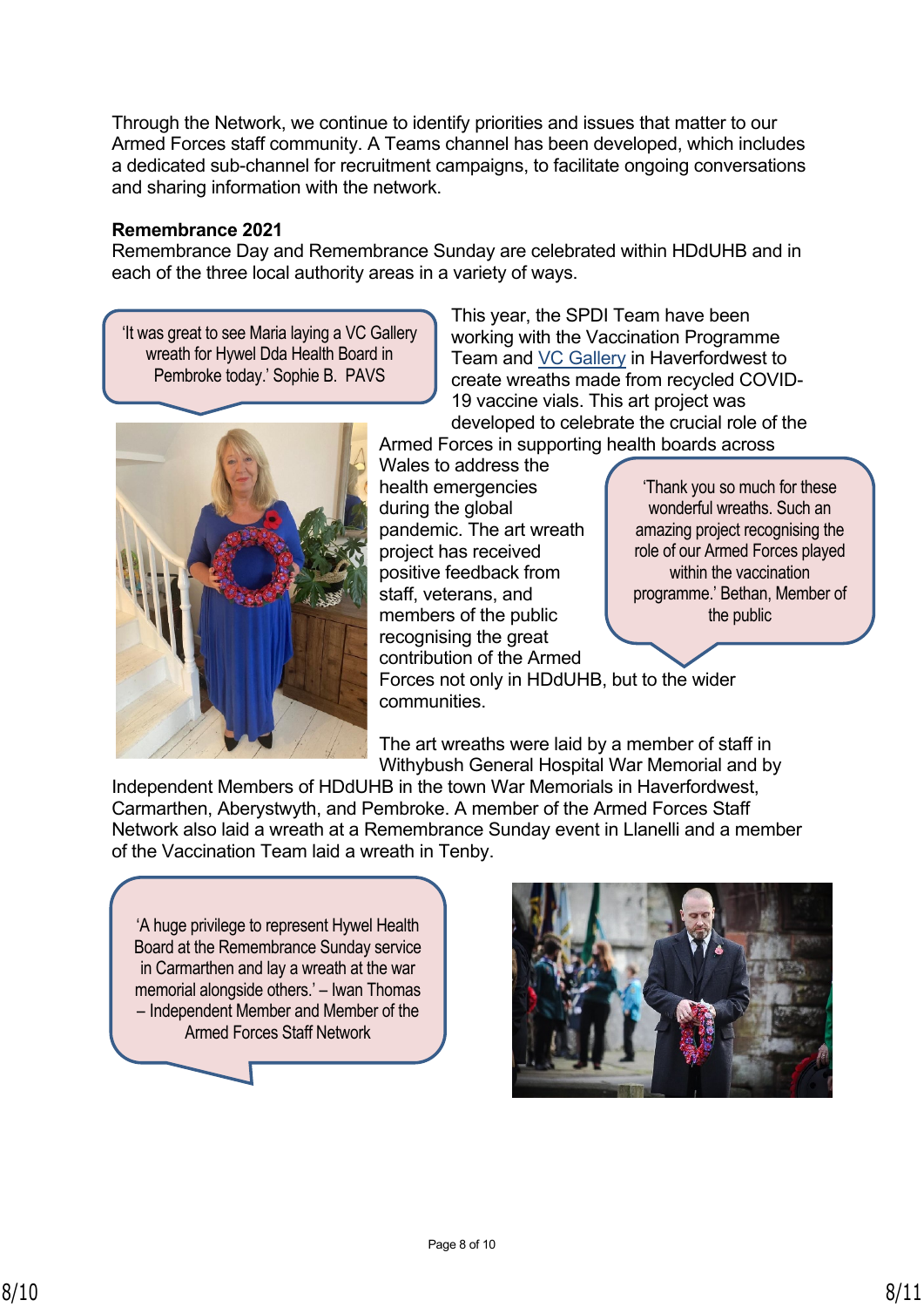Through the Network, we continue to identify priorities and issues that matter to our Armed Forces staff community. A Teams channel has been developed, which includes a dedicated sub-channel for recruitment campaigns, to facilitate ongoing conversations and sharing information with the network.

**Remembrance 2021**

Remembrance Day and Remembrance Sunday are celebrated within HDdUHB and in each of the three local authority areas in a variety of ways.

'It was great to see Maria laying a VC Gallery wreath for Hywel Dda Health Board in Pembroke today.' Sophie B. PAVS

This year, the SPDI Team have been working with the Vaccination Programme Team and VC Gallery in Haverfordwest to create wreaths made from recycled COVID-19 vaccine vials. This art project was developed to celebrate the crucial role of the Armed Forces in supporting health boards across Wales to address the health emergencies during the global pandemic. The art wreath project has received positive feedback from staff, veterans, and members of the public recognising the great contribution of the Armed Forces not only in HDdUHB, but to the wider communities.

'Thank you so much for these wonderful wreaths. Such an amazing project recognising the role of our Armed Forces played within the vaccination programme.' Bethan, Member of the public

The art wreaths were laid by a member of staff in Withybush General Hospital War Memorial and by Independent Members of HDdUHB in the town War Memorials in Haverfordwest, Carmarthen, Aberystwyth, and Pembroke. A member of the Armed Forces Staff Network also laid a wreath at a Remembrance Sunday event in Llanelli and a member of the Vaccination Team laid a wreath in Tenby.

'A huge privilege to represent Hywel Health Board at the Remembrance Sunday service in Carmarthen and lay a wreath at the war memorial alongside others.' – Iwan Thomas – Independent Member and Member of the Armed Forces Staff Network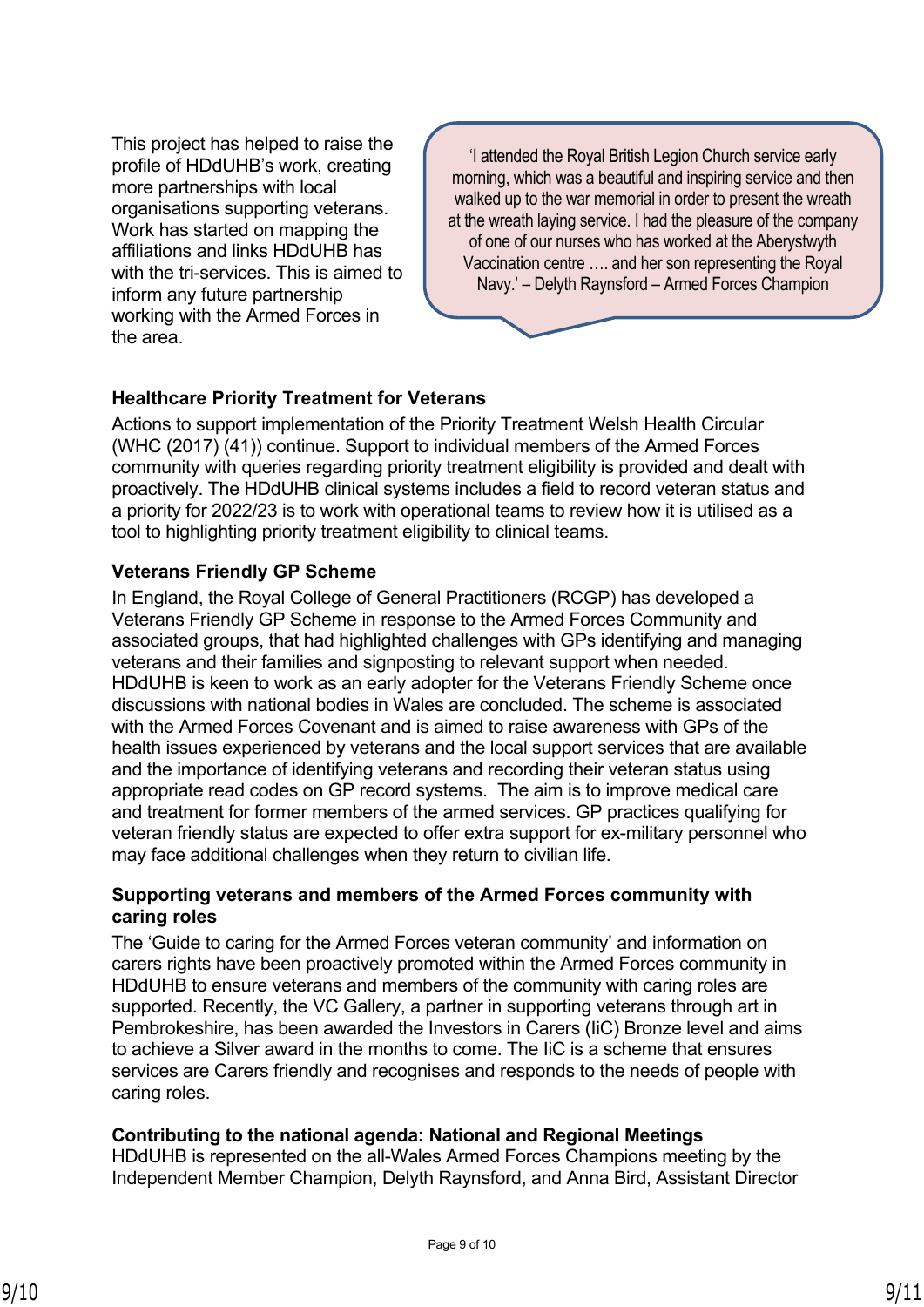This project has helped to raise the profile of HDdUHB's work, creating more partnerships with local organisations supporting veterans. Work has started on mapping the affiliations and links HDdUHB has with the tri-services. This is aimed to inform any future partnership working with the Armed Forces in the area.

> 'I attended the Royal British Legion Church service early morning, which was a beautiful and inspiring service and then walked up to the war memorial in order to present the wreath at the wreath laying service. I had the pleasure of the company of one of our nurses who has worked at the Aberystwyth Vaccination centre …. and her son representing the Royal Navy.' – Delyth Raynsford – Armed Forces Champion

**Healthcare Priority Treatment for Veterans**

Actions to support implementation of the Priority Treatment Welsh Health Circular (WHC (2017) (41)) continue. Support to individual members of the Armed Forces community with queries regarding priority treatment eligibility is provided and dealt with proactively. The HDdUHB clinical systems includes a field to record veteran status and a priority for 2022/23 is to work with operational teams to review how it is utilised as a tool to highlighting priority treatment eligibility to clinical teams.

**Veterans Friendly GP Scheme**

In England, the Royal College of General Practitioners (RCGP) has developed a Veterans Friendly GP Scheme in response to the Armed Forces Community and associated groups, that had highlighted challenges with GPs identifying and managing veterans and their families and signposting to relevant support when needed. HDdUHB is keen to work as an early adopter for the Veterans Friendly Scheme once discussions with national bodies in Wales are concluded. The scheme is associated with the Armed Forces Covenant and is aimed to raise awareness with GPs of the health issues experienced by veterans and the local support services that are available and the importance of identifying veterans and recording their veteran status using appropriate read codes on GP record systems. The aim is to improve medical care and treatment for former members of the armed services. GP practices qualifying for veteran friendly status are expected to offer extra support for ex-military personnel who may face additional challenges when they return to civilian life.

**Supporting veterans and members of the Armed Forces community with caring roles**

The 'Guide to caring for the Armed Forces veteran community' and information on carers rights have been proactively promoted within the Armed Forces community in HDdUHB to ensure veterans and members of the community with caring roles are supported. Recently, the VC Gallery, a partner in supporting veterans through art in Pembrokeshire, has been awarded the Investors in Carers (IiC) Bronze level and aims to achieve a Silver award in the months to come. The IiC is a scheme that ensures services are Carers friendly and recognises and responds to the needs of people with caring roles.

**Contributing to the national agenda: National and Regional Meetings**

HDdUHB is represented on the all-Wales Armed Forces Champions meeting by the Independent Member Champion, Delyth Raynsford, and Anna Bird, Assistant Director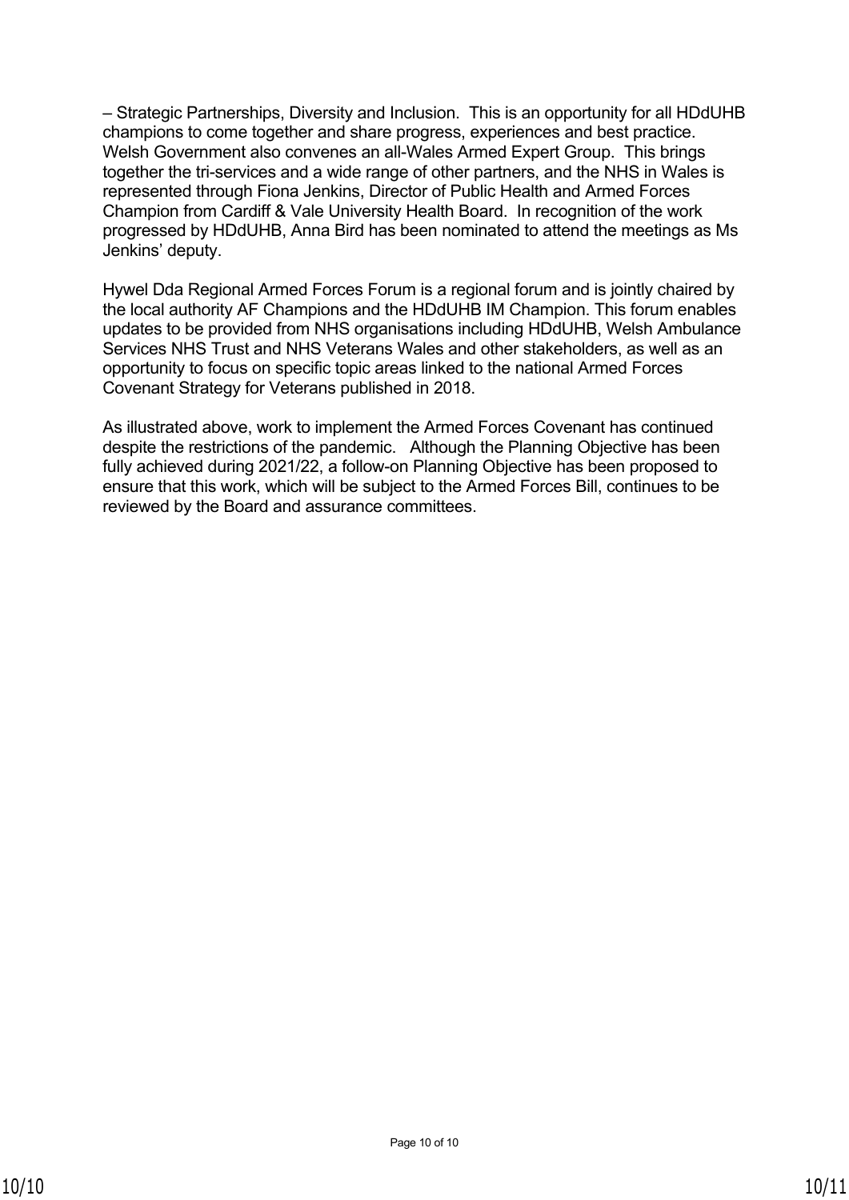– Strategic Partnerships, Diversity and Inclusion. This is an opportunity for all HDdUHB champions to come together and share progress, experiences and best practice. Welsh Government also convenes an all-Wales Armed Expert Group. This brings together the tri-services and a wide range of other partners, and the NHS in Wales is represented through Fiona Jenkins, Director of Public Health and Armed Forces Champion from Cardiff & Vale University Health Board. In recognition of the work progressed by HDdUHB, Anna Bird has been nominated to attend the meetings as Ms Jenkins' deputy.

Hywel Dda Regional Armed Forces Forum is a regional forum and is jointly chaired by the local authority AF Champions and the HDdUHB IM Champion. This forum enables updates to be provided from NHS organisations including HDdUHB, Welsh Ambulance Services NHS Trust and NHS Veterans Wales and other stakeholders, as well as an opportunity to focus on specific topic areas linked to the national Armed Forces Covenant Strategy for Veterans published in 2018.

As illustrated above, work to implement the Armed Forces Covenant has continued despite the restrictions of the pandemic. Although the Planning Objective has been fully achieved during 2021/22, a follow-on Planning Objective has been proposed to ensure that this work, which will be subject to the Armed Forces Bill, continues to be reviewed by the Board and assurance committees.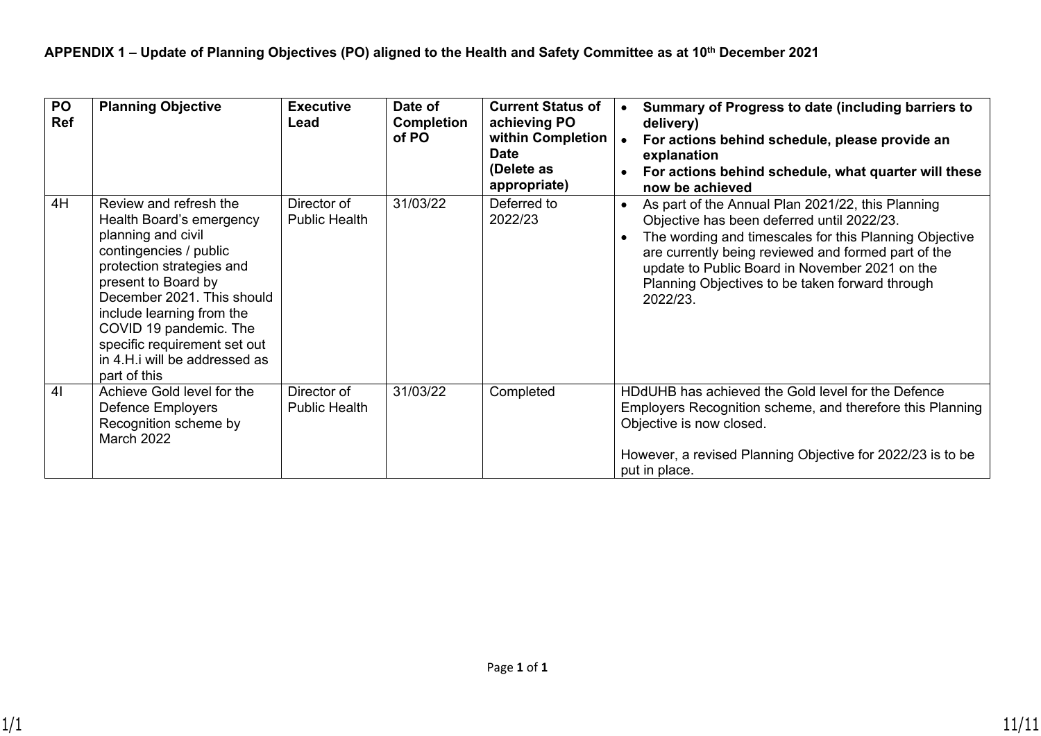**APPENDIX 1 – Update of Planning Objectives (PO) aligned to the Health and Safety Committee as at 10th December 2021**

| PO Ref | Planning Objective | Executive Lead | Date of Completion of PO | Current Status of achieving PO within Completion Date (Delete as appropriate) | • Summary of Progress to date (including barriers to delivery) • For actions behind schedule, please provide an explanation • For actions behind schedule, what quarter will these now be achieved |
|---|---|---|---|---|---|
| 4H | Review and refresh the Health Board's emergency planning and civil contingencies / public protection strategies and present to Board by December 2021. This should include learning from the COVID 19 pandemic. The specific requirement set out in 4.H.i will be addressed as part of this | Director of Public Health | 31/03/22 | Deferred to 2022/23 | • As part of the Annual Plan 2021/22, this Planning Objective has been deferred until 2022/23. • The wording and timescales for this Planning Objective are currently being reviewed and formed part of the update to Public Board in November 2021 on the Planning Objectives to be taken forward through 2022/23. |
| 4I | Achieve Gold level for the Defence Employers Recognition scheme by March 2022 | Director of Public Health | 31/03/22 | Completed | HDdUHB has achieved the Gold level for the Defence Employers Recognition scheme, and therefore this Planning Objective is now closed. However, a revised Planning Objective for 2022/23 is to be put in place. |